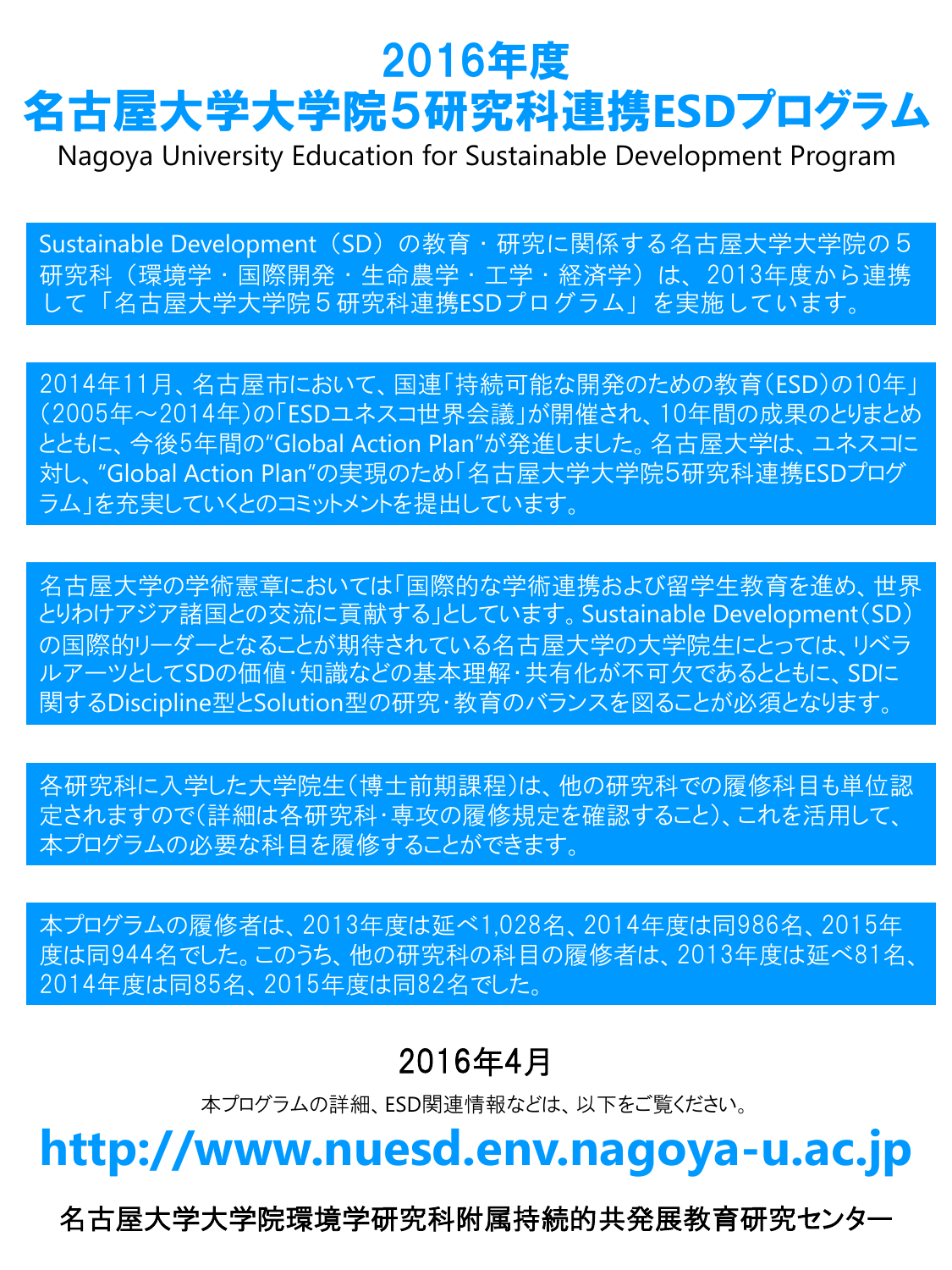# 2016年度
# 名古屋大学大学院５研究科連携ESDプログラム

Nagoya University Education for Sustainable Development Program

Sustainable Development（SD）の教育・研究に関係する名古屋大学大学院の５研究科（環境学・国際開発・生命農学・工学・経済学）は、2013年度から連携して「名古屋大学大学院５研究科連携ESDプログラム」を実施しています。

2014年11月、名古屋市において、国連「持続可能な開発のための教育（ESD）の10年」（2005年～2014年）の「ESDユネスコ世界会議」が開催され、10年間の成果のとりまとめとともに、今後5年間の"Global Action Plan"が発進しました。名古屋大学は、ユネスコに対し、"Global Action Plan"の実現のため「名古屋大学大学院5研究科連携ESDプログラム」を充実していくとのコミットメントを提出しています。

名古屋大学の学術憲章においては「国際的な学術連携および留学生教育を進め、世界とりわけアジア諸国との交流に貢献する」としています。Sustainable Development（SD）の国際的リーダーとなることが期待されている名古屋大学の大学院生にとっては、リベラルアーツとしてSDの価値・知識などの基本理解・共有化が不可欠であるとともに、SDに関するDiscipline型とSolution型の研究・教育のバランスを図ることが必須となります。

各研究科に入学した大学院生（博士前期課程）は、他の研究科での履修科目も単位認定されますので（詳細は各研究科・専攻の履修規定を確認すること）、これを活用して、本プログラムの必要な科目を履修することができます。

本プログラムの履修者は、2013年度は延べ1,028名、2014年度は同986名、2015年度は同944名でした。このうち、他の研究科の科目の履修者は、2013年度は延べ81名、2014年度は同85名、2015年度は同82名でした。

2016年4月

本プログラムの詳細、ESD関連情報などは、以下をご覧ください。

**http://www.nuesd.env.nagoya-u.ac.jp**

名古屋大学大学院環境学研究科附属持続的共発展教育研究センター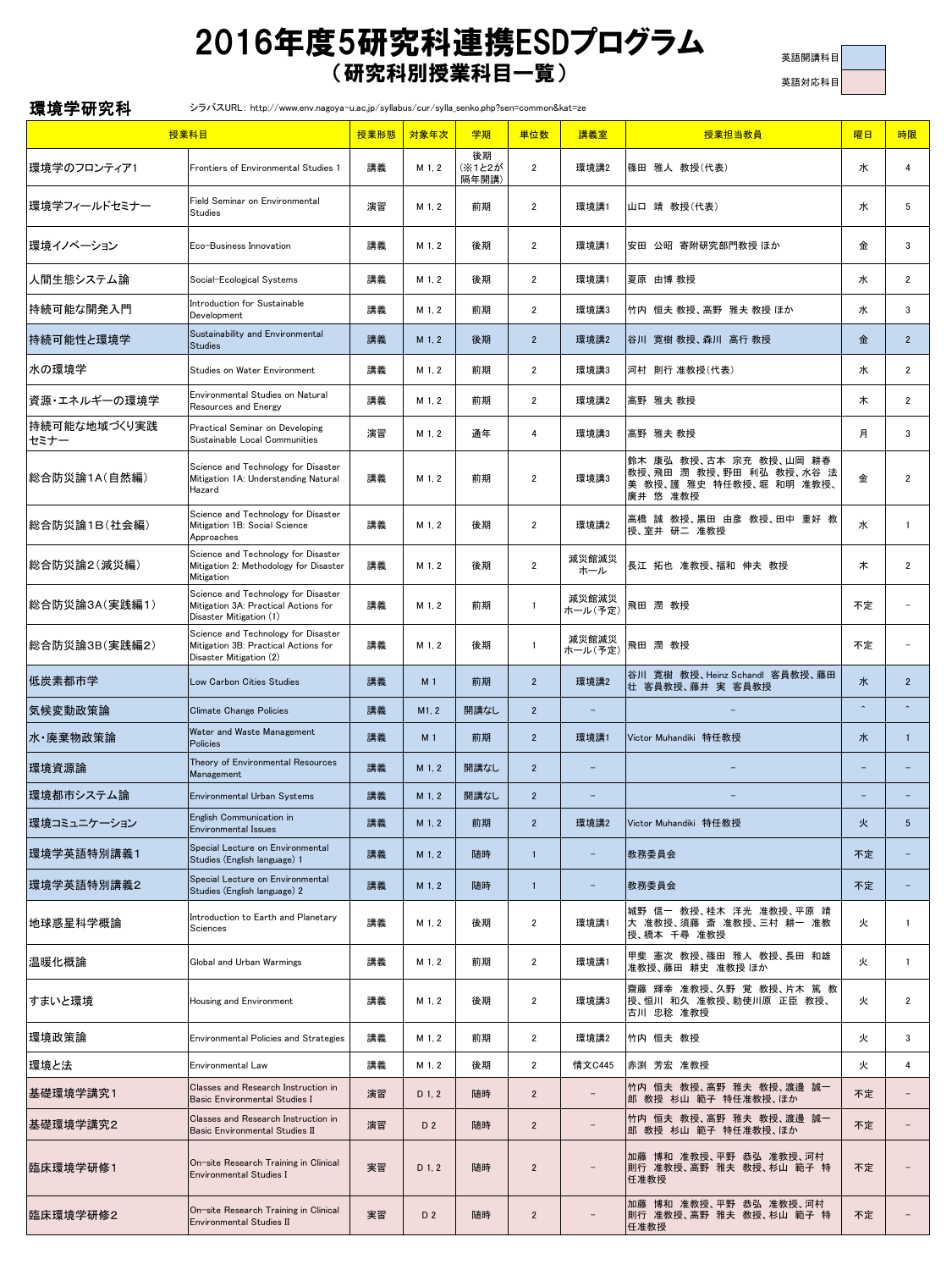# 2016年度5研究科連携ESDプログラム
## （研究科別授業科目一覧）

英語開講科目 / 英語対応科目

**環境学研究科**　シラバスURL：http://www.env.nagoya-u.ac.jp/syllabus/cur/sylla_senko.php?sen=common&kat=ze

| 授業科目 | | 授業形態 | 対象年次 | 学期 | 単位数 | 講義室 | 授業担当教員 | 曜日 | 時限 |
|---|---|---|---|---|---|---|---|---|---|
| 環境学のフロンティア1 | Frontiers of Environmental Studies 1 | 講義 | M 1, 2 | 後期（※1と2が隔年開講） | 2 | 環境講2 | 篠田 雅人 教授(代表) | 水 | 4 |
| 環境学フィールドセミナー | Field Seminar on Environmental Studies | 演習 | M 1, 2 | 前期 | 2 | 環境講1 | 山口 靖 教授(代表) | 水 | 5 |
| 環境イノベーション | Eco-Business Innovation | 講義 | M 1, 2 | 後期 | 2 | 環境講1 | 安田 公昭 寄附研究部門教授 ほか | 金 | 3 |
| 人間生態システム論 | Social-Ecological Systems | 講義 | M 1, 2 | 後期 | 2 | 環境講1 | 夏原 由博 教授 | 水 | 2 |
| 持続可能な開発入門 | Introduction for Sustainable Development | 講義 | M 1, 2 | 前期 | 2 | 環境講3 | 竹内 恒夫 教授、高野 雅夫 教授 ほか | 水 | 3 |
| 持続可能性と環境学 | Sustainability and Environmental Studies | 講義 | M 1, 2 | 後期 | 2 | 環境講2 | 谷川 寛樹 教授、森川 高行 教授 | 金 | 2 |
| 水の環境学 | Studies on Water Environment | 講義 | M 1, 2 | 前期 | 2 | 環境講3 | 河村 則行 准教授(代表) | 水 | 2 |
| 資源・エネルギーの環境学 | Environmental Studies on Natural Resources and Energy | 講義 | M 1, 2 | 前期 | 2 | 環境講2 | 高野 雅夫 教授 | 木 | 2 |
| 持続可能な地域づくり実践セミナー | Practical Seminar on Developing Sustainable Local Communities | 演習 | M 1, 2 | 通年 | 4 | 環境講3 | 高野 雅夫 教授 | 月 | 3 |
| 総合防災論1A(自然編) | Science and Technology for Disaster Mitigation 1A: Understanding Natural Hazard | 講義 | M 1, 2 | 前期 | 2 | 環境講3 | 鈴木 康弘 教授、古本 宗充 教授、山岡 耕春 教授、飛田 潤 教授、野田 利弘 教授、水谷 法美 教授、護 雅史 特任教授、堀 和明 准教授、廣井 悠 准教授 | 金 | 2 |
| 総合防災論1B(社会編) | Science and Technology for Disaster Mitigation 1B: Social Science Approaches | 講義 | M 1, 2 | 後期 | 2 | 環境講2 | 高橋 誠 教授、黒田 由彦 教授、田中 重好 教授、室井 研二 准教授 | 水 | 1 |
| 総合防災論2(減災編) | Science and Technology for Disaster Mitigation 2: Methodology for Disaster Mitigation | 講義 | M 1, 2 | 後期 | 2 | 減災館減災ホール | 長江 拓也 准教授、福和 伸夫 教授 | 木 | 2 |
| 総合防災論3A(実践編1) | Science and Technology for Disaster Mitigation 3A: Practical Actions for Disaster Mitigation (1) | 講義 | M 1, 2 | 前期 | 1 | 減災館減災ホール(予定) | 飛田 潤 教授 | 不定 | － |
| 総合防災論3B(実践編2) | Science and Technology for Disaster Mitigation 3B: Practical Actions for Disaster Mitigation (2) | 講義 | M 1, 2 | 後期 | 1 | 減災館減災ホール(予定) | 飛田 潤 教授 | 不定 | － |
| 低炭素都市学 | Low Carbon Cities Studies | 講義 | M 1 | 前期 | 2 | 環境講2 | 谷川 寛樹 教授、Heinz Schandl 客員教授、藤田 壮 客員教授、藤井 実 客員教授 | 水 | 2 |
| 気候変動政策論 | Climate Change Policies | 講義 | M1, 2 | 開講なし | 2 | － | － | ˆ | ˆ |
| 水・廃棄物政策論 | Water and Waste Management Policies | 講義 | M 1 | 前期 | 2 | 環境講1 | Victor Muhandiki 特任教授 | 水 | 1 |
| 環境資源論 | Theory of Environmental Resources Management | 講義 | M 1, 2 | 開講なし | 2 | － | － | － | － |
| 環境都市システム論 | Environmental Urban Systems | 講義 | M 1, 2 | 開講なし | 2 | － | － | － | － |
| 環境コミュニケーション | English Communication in Environmental Issues | 講義 | M 1, 2 | 前期 | 2 | 環境講2 | Victor Muhandiki 特任教授 | 火 | 5 |
| 環境学英語特別講義1 | Special Lecture on Environmental Studies (English language) 1 | 講義 | M 1, 2 | 随時 | 1 | － | 教務委員会 | 不定 | － |
| 環境学英語特別講義2 | Special Lecture on Environmental Studies (English language) 2 | 講義 | M 1, 2 | 随時 | 1 | － | 教務委員会 | 不定 | － |
| 地球惑星科学概論 | Introduction to Earth and Planetary Sciences | 講義 | M 1, 2 | 後期 | 2 | 環境講1 | 城野 信一 教授、桂木 洋光 准教授、平原 靖大 准教授、須藤 斎 准教授、三村 耕一 准教授、橋本 千尋 准教授 | 火 | 1 |
| 温暖化概論 | Global and Urban Warmings | 講義 | M 1, 2 | 前期 | 2 | 環境講1 | 甲斐 憲次 教授、篠田 雅人 教授、長田 和雄 准教授、藤田 耕史 准教授 ほか | 火 | 1 |
| すまいと環境 | Housing and Environment | 講義 | M 1, 2 | 後期 | 2 | 環境講3 | 齋藤 輝幸 准教授、久野 覚 教授、片木 篤 教授、恒川 和久 准教授、勅使川原 正臣 教授、古川 忠稔 准教授 | 火 | 2 |
| 環境政策論 | Environmental Policies and Strategies | 講義 | M 1, 2 | 前期 | 2 | 環境講2 | 竹内 恒夫 教授 | 火 | 3 |
| 環境と法 | Environmental Law | 講義 | M 1, 2 | 後期 | 2 | 情文C445 | 赤渕 芳宏 准教授 | 火 | 4 |
| 基礎環境学講究1 | Classes and Research Instruction in Basic Environmental Studies I | 演習 | D 1, 2 | 随時 | 2 | － | 竹内 恒夫 教授、高野 雅夫 教授、渡邊 誠一郎 教授 杉山 範子 特任准教授、ほか | 不定 | － |
| 基礎環境学講究2 | Classes and Research Instruction in Basic Environmental Studies II | 演習 | D 2 | 随時 | 2 | － | 竹内 恒夫 教授、高野 雅夫 教授、渡邊 誠一郎 教授 杉山 範子 特任准教授、ほか | 不定 | － |
| 臨床環境学研修1 | On-site Research Training in Clinical Environmental Studies I | 実習 | D 1, 2 | 随時 | 2 | － | 加藤 博和 准教授、平野 恭弘 准教授、河村 則行 准教授、高野 雅夫 教授、杉山 範子 特任准教授 | 不定 | － |
| 臨床環境学研修2 | On-site Research Training in Clinical Environmental Studies II | 実習 | D 2 | 随時 | 2 | － | 加藤 博和 准教授、平野 恭弘 准教授、河村 則行 准教授、高野 雅夫 教授、杉山 範子 特任准教授 | 不定 | － |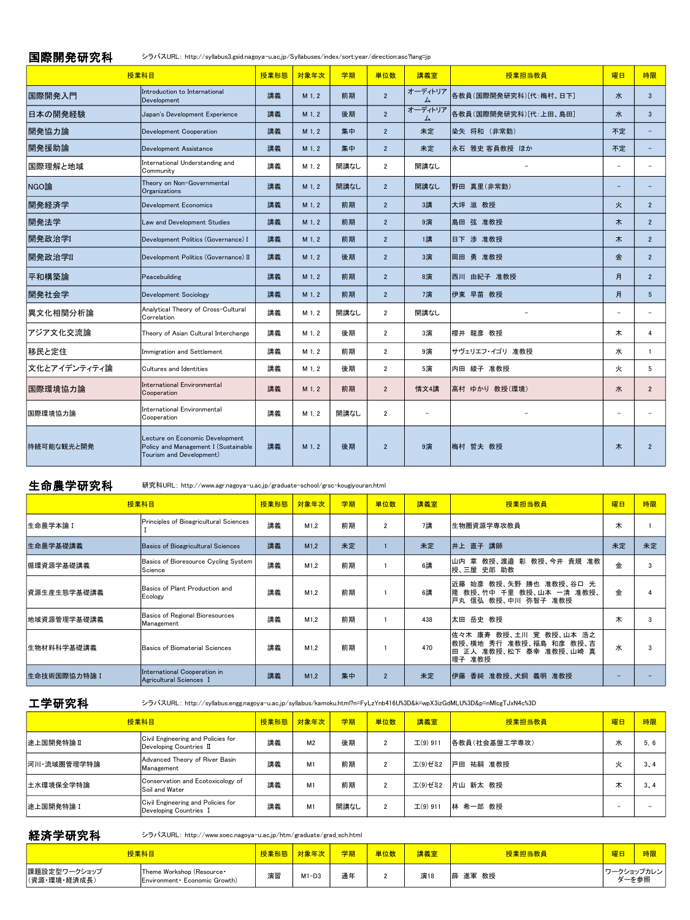## 国際開発研究科

シラバスURL: http://syllabus3.gsid.nagoya-u.ac.jp/Syllabuses/index/sort:year/direction:asc?lang=jp

| 授業科目 | | 授業形態 | 対象年次 | 学期 | 単位数 | 講義室 | 授業担当教員 | 曜日 | 時限 |
|---|---|---|---|---|---|---|---|---|---|
| 国際開発入門 | Introduction to International Development | 講義 | M 1, 2 | 前期 | 2 | オーディトリアム | 各教員（国際開発研究科）[代：梅村、日下] | 水 | 3 |
| 日本の開発経験 | Japan's Development Experience | 講義 | M 1, 2 | 後期 | 2 | オーディトリアム | 各教員（国際開発研究科）[代：上田、島田] | 水 | 3 |
| 開発協力論 | Development Cooperation | 講義 | M 1, 2 | 集中 | 2 | 未定 | 染矢　将和　（非常勤） | 不定 | － |
| 開発援助論 | Development Assistance | 講義 | M 1, 2 | 集中 | 2 | 未定 | 永石　雅史 客員教授　ほか | 不定 | － |
| 国際理解と地域 | International Understanding and Community | 講義 | M 1, 2 | 開講なし | 2 | 開講なし | － | － | － |
| NGO論 | Theory on Non-Governmental Organizations | 講義 | M 1, 2 | 開講なし | 2 | 開講なし | 野田　真里（非常勤） | － | － |
| 開発経済学 | Development Economics | 講義 | M 1, 2 | 前期 | 2 | 3講 | 大坪　滋　教授 | 火 | 2 |
| 開発法学 | Law and Development Studies | 講義 | M 1, 2 | 前期 | 2 | 9演 | 島田　弦　准教授 | 木 | 2 |
| 開発政治学I | Development Politics (Governance) I | 講義 | M 1, 2 | 前期 | 2 | 1講 | 日下　渉　准教授 | 木 | 2 |
| 開発政治学II | Development Politics (Governance) II | 講義 | M 1, 2 | 後期 | 2 | 3演 | 岡田　勇　准教授 | 金 | 2 |
| 平和構築論 | Peacebuilding | 講義 | M 1, 2 | 前期 | 2 | 8演 | 西川　由紀子　准教授 | 月 | 2 |
| 開発社会学 | Development Sociology | 講義 | M 1, 2 | 前期 | 2 | 7演 | 伊東　早苗　教授 | 月 | 5 |
| 異文化相関分析論 | Analytical Theory of Cross-Cultural Correlation | 講義 | M 1, 2 | 開講なし | 2 | 開講なし | － | － | － |
| アジア文化交流論 | Theory of Asian Cultural Interchange | 講義 | M 1, 2 | 後期 | 2 | 3演 | 櫻井　龍彦　教授 | 木 | 4 |
| 移民と定住 | Immigration and Settlement | 講義 | M 1, 2 | 前期 | 2 | 9演 | サヴェリエフ・イゴリ　准教授 | 水 | 1 |
| 文化とアイデンティティ論 | Cultures and Identities | 講義 | M 1, 2 | 後期 | 2 | 5演 | 内田　綾子　准教授 | 火 | 5 |
| 国際環境協力論 | International Environmental Cooperation | 講義 | M 1, 2 | 前期 | 2 | 情文4講 | 高村　ゆかり　教授（環境） | 水 | 2 |
| 国際環境協力論 | International Environmental Cooperation | 講義 | M 1, 2 | 開講なし | 2 | － | － | － | － |
| 持続可能な観光と開発 | Lecture on Economic Development Policy and Management I (Sustainable Tourism and Development) | 講義 | M 1, 2 | 後期 | 2 | 9演 | 梅村　哲夫　教授 | 木 | 2 |

## 生命農学研究科

研究科URL: http://www.agr.nagoya-u.ac.jp/graduate-school/grsc-kougiyouran.html

| 授業科目 | | 授業形態 | 対象年次 | 学期 | 単位数 | 講義室 | 授業担当教員 | 曜日 | 時限 |
|---|---|---|---|---|---|---|---|---|---|
| 生命農学本論 I | Principles of Bioagricultural Sciences I | 講義 | M1,2 | 前期 | 2 | 7講 | 生物圏資源学専攻教員 | 木 | 1 |
| 生命農学基礎講義 | Basics of Bioagricultural Sciences | 講義 | M1,2 | 未定 | 1 | 未定 | 井上　直子　講師 | 未定 | 未定 |
| 循環資源学基礎講義 | Basics of Bioresource Cycling System Science | 講義 | M1,2 | 前期 | 1 | 6講 | 山内　章　教授、渡邉　彰　教授、今井　貴規　准教授、三屋　史郎　助教 | 金 | 3 |
| 資源生産生態学基礎講義 | Basics of Plant Production and Ecology | 講義 | M1,2 | 前期 | 1 | 6講 | 近藤　始彦　教授、矢野　勝也　准教授、谷口　光隆　教授、竹中　千里　教授、山本　一清　准教授、戸丸　信弘　教授、中川　弥智子　准教授 | 金 | 4 |
| 地域資源管理学基礎講義 | Basics of Regional Bioresources Management | 講義 | M1,2 | 前期 | 1 | 438 | 太田　岳史　教授 | 木 | 3 |
| 生物材料科学基礎講義 | Basics of Biomaterial Sciences | 講義 | M1,2 | 前期 | 1 | 470 | 佐々木　康寿　教授、土川　覚　教授、山本　浩之　教授、横地　秀行　准教授、福島　和彦　教授、吉田　正人　准教授、松下　泰幸　准教授、山崎　真理子　准教授 | 水 | 3 |
| 生命技術国際協力特論 I | International Cooperation in Agricultural Sciences I | 講義 | M1,2 | 集中 | 2 | 未定 | 伊藤　香純　准教授、犬飼　義明　准教授 | － | － |

## 工学研究科

シラバスURL: http://syllabus.engg.nagoya-u.ac.jp/syllabus/kamoku.html?n=FyLzYnb416U%3D&k=wpX3izGdMLU%3D&p=nMlcgTJxN4c%3D

| 授業科目 | | 授業形態 | 対象年次 | 学期 | 単位数 | 講義室 | 授業担当教員 | 曜日 | 時限 |
|---|---|---|---|---|---|---|---|---|---|
| 途上国開発特論 II | Civil Engineering and Policies for Developing Countries II | 講義 | M2 | 後期 | 2 | 工(9) 911 | 各教員（社会基盤工学専攻） | 水 | 5, 6 |
| 河川・流域圏管理学特論 | Advanced Theory of River Basin Management | 講義 | M1 | 前期 | 2 | 工(9)ゼミ2 | 戸田　祐嗣　准教授 | 火 | 3、4 |
| 土水環境保全学特論 | Conservation and Ecotoxicology of Soil and Water | 講義 | M1 | 前期 | 2 | 工(9)ゼミ2 | 片山　新太　教授 | 木 | 3、4 |
| 途上国開発特論 I | Civil Engineering and Policies for Developing Countries I | 講義 | M1 | 開講なし | 2 | 工(9) 911 | 林　希一郎　教授 | － | － |

## 経済学研究科

シラバスURL: http://www.soec.nagoya-u.ac.jp/htm/graduate/grad_sch.html

| 授業科目 | | 授業形態 | 対象年次 | 学期 | 単位数 | 講義室 | 授業担当教員 | 曜日 | 時限 |
|---|---|---|---|---|---|---|---|---|---|
| 課題設定型ワークショップ（資源・環境・経済成長） | Theme Workshop (Resource・Environment・Economic Growth) | 演習 | M1-D3 | 通年 | 2 | 演18 | 薛　進軍　教授 | ワークショップカレンダーを参照 | |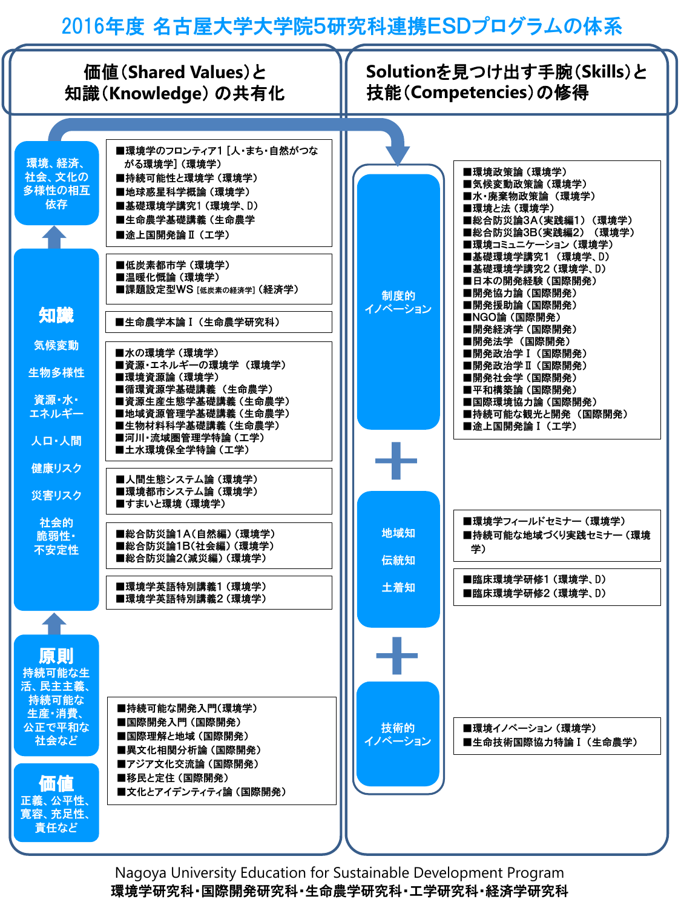# 2016年度 名古屋大学大学院5研究科連携ESDプログラムの体系

## 価値（Shared Values）と知識（Knowledge）の共有化

**環境、経済、社会、文化の多様性の相互依存**

- ■環境学のフロンティア1［人・まち・自然がつながる環境学］（環境学）
- ■持続可能性と環境学（環境学）
- ■地球惑星科学概論（環境学）
- ■基礎環境学講究1（環境学、D）
- ■生命農学基礎講義（生命農学
- ■途上国開発論Ⅱ（工学）

**知識**

気候変動

生物多様性

資源・水・エネルギー

人口・人間

健康リスク

災害リスク

社会的脆弱性・不安定性

- ■低炭素都市学（環境学）
- ■温暖化概論（環境学）
- ■課題設定型WS［低炭素の経済学］（経済学）

- ■生命農学本論Ⅰ（生命農学研究科）

- ■水の環境学（環境学）
- ■資源・エネルギーの環境学（環境学）
- ■環境資源論（環境学）
- ■循環資源学基礎講義（生命農学）
- ■資源生産生態学基礎講義（生命農学）
- ■地域資源管理学基礎講義（生命農学）
- ■生物材料科学基礎講義（生命農学）
- ■河川・流域圏管理学特論（工学）
- ■土水環境保全学特論（工学）

- ■人間生態システム論（環境学）
- ■環境都市システム論（環境学）
- ■すまいと環境（環境学）

- ■総合防災論1A（自然編）（環境学）
- ■総合防災論1B（社会編）（環境学）
- ■総合防災論2（減災編）（環境学）

- ■環境学英語特別講義1（環境学）
- ■環境学英語特別講義2（環境学）

**原則**

持続可能な生活、民主主義、持続可能な生産・消費、公正で平和な社会など

**価値**

正義、公平性、寛容、充足性、責任など

- ■持続可能な開発入門（環境学）
- ■国際開発入門（国際開発）
- ■国際理解と地域（国際開発）
- ■異文化相関分析論（国際開発）
- ■アジア文化交流論（国際開発）
- ■移民と定住（国際開発）
- ■文化とアイデンティティ論（国際開発）

## Solutionを見つけ出す手腕（Skills）と技能（Competencies）の修得

**制度的イノベーション**

- ■環境政策論（環境学）
- ■気候変動政策論（環境学）
- ■水・廃棄物政策論（環境学）
- ■環境と法（環境学）
- ■総合防災論3A（実践編1）（環境学）
- ■総合防災論3B（実践編2）（環境学）
- ■環境コミュニケーション（環境学）
- ■基礎環境学講究1（環境学、D）
- ■基礎環境学講究2（環境学、D）
- ■日本の開発経験（国際開発）
- ■開発協力論（国際開発）
- ■開発援助論（国際開発）
- ■NGO論（国際開発）
- ■開発経済学（国際開発）
- ■開発法学（国際開発）
- ■開発政治学Ⅰ（国際開発）
- ■開発政治学Ⅱ（国際開発）
- ■開発社会学（国際開発）
- ■平和構築論（国際開発）
- ■国際環境協力論（国際開発）
- ■持続可能な観光と開発（国際開発）
- ■途上国開発論Ⅰ（工学）

＋

**地域知**

**伝統知**

**土着知**

- ■環境学フィールドセミナー（環境学）
- ■持続可能な地域づくり実践セミナー（環境学）

- ■臨床環境学研修1（環境学、D）
- ■臨床環境学研修2（環境学、D）

＋

**技術的イノベーション**

- ■環境イノベーション（環境学）
- ■生命技術国際協力特論Ⅰ（生命農学）

Nagoya University Education for Sustainable Development Program

環境学研究科・国際開発研究科・生命農学研究科・工学研究科・経済学研究科